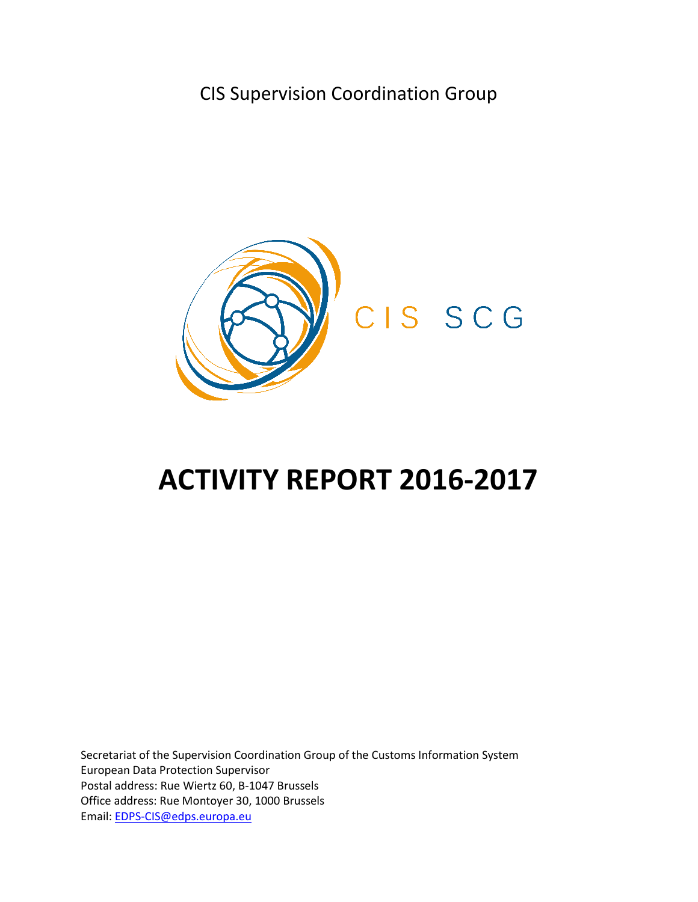CIS Supervision Coordination Group

CIS SCG

# ACTIVITY REPORT 2016-2017

Secretariat of the Supervision Coordination Group of the Customs Information System
European Data Protection Supervisor
Postal address: Rue Wiertz 60, B-1047 Brussels
Office address: Rue Montoyer 30, 1000 Brussels
Email: EDPS-CIS@edps.europa.eu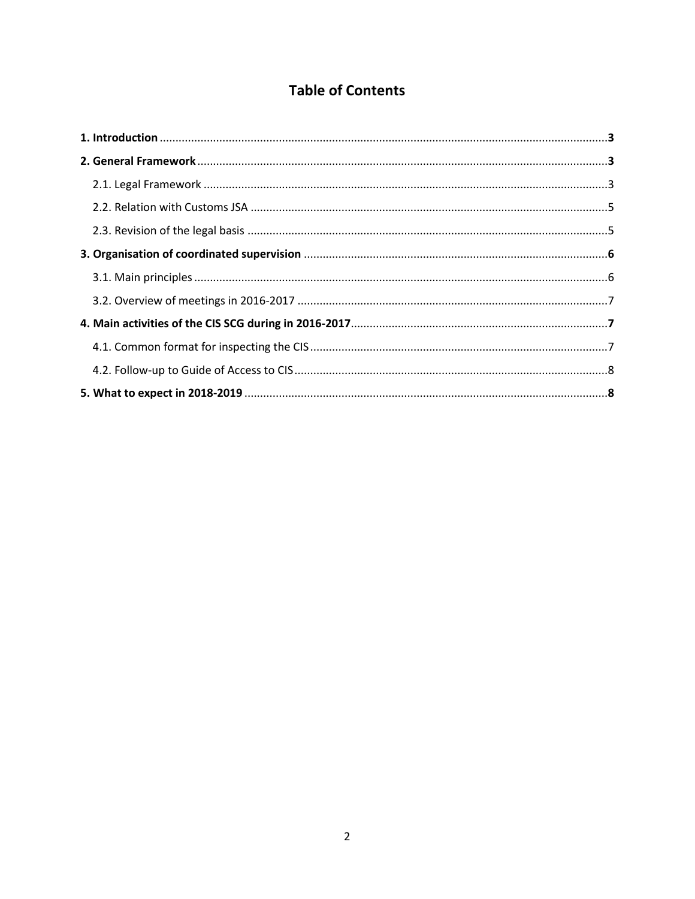# Table of Contents

**1. Introduction** .................................................................................................................... **3**

**2. General Framework** .......................................................................................................... **3**

2.1. Legal Framework .............................................................................................................. 3

2.2. Relation with Customs JSA ............................................................................................... 5

2.3. Revision of the legal basis ................................................................................................. 5

**3. Organisation of coordinated supervision** ........................................................................ **6**

3.1. Main principles ................................................................................................................. 6

3.2. Overview of meetings in 2016-2017 .................................................................................. 7

**4. Main activities of the CIS SCG during in 2016-2017** ........................................................ **7**

4.1. Common format for inspecting the CIS ............................................................................. 7

4.2. Follow-up to Guide of Access to CIS .................................................................................. 8

**5. What to expect in 2018-2019** ........................................................................................... **8**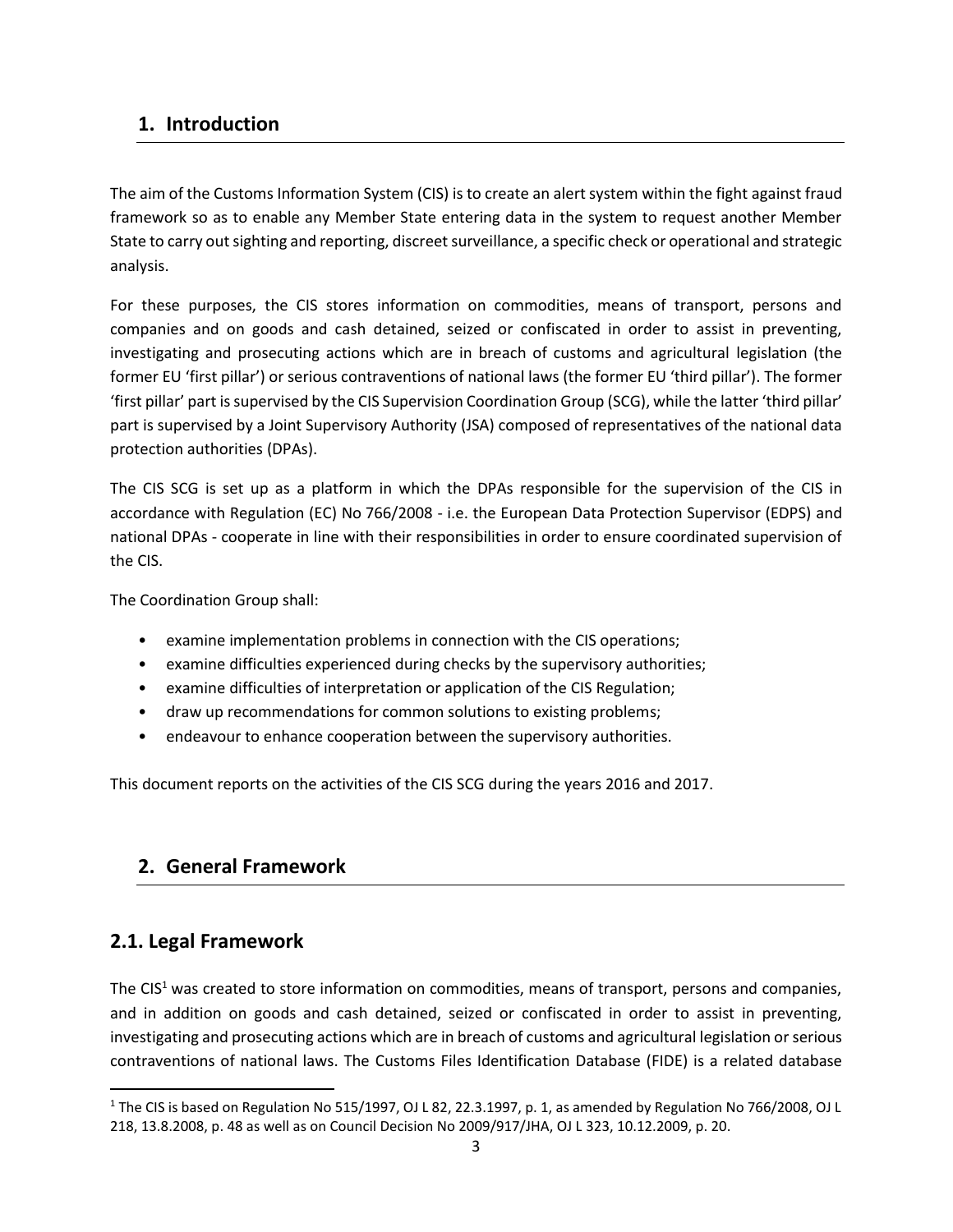## 1. Introduction

The aim of the Customs Information System (CIS) is to create an alert system within the fight against fraud framework so as to enable any Member State entering data in the system to request another Member State to carry out sighting and reporting, discreet surveillance, a specific check or operational and strategic analysis.

For these purposes, the CIS stores information on commodities, means of transport, persons and companies and on goods and cash detained, seized or confiscated in order to assist in preventing, investigating and prosecuting actions which are in breach of customs and agricultural legislation (the former EU 'first pillar') or serious contraventions of national laws (the former EU 'third pillar'). The former 'first pillar' part is supervised by the CIS Supervision Coordination Group (SCG), while the latter 'third pillar' part is supervised by a Joint Supervisory Authority (JSA) composed of representatives of the national data protection authorities (DPAs).

The CIS SCG is set up as a platform in which the DPAs responsible for the supervision of the CIS in accordance with Regulation (EC) No 766/2008 - i.e. the European Data Protection Supervisor (EDPS) and national DPAs - cooperate in line with their responsibilities in order to ensure coordinated supervision of the CIS.

The Coordination Group shall:

- examine implementation problems in connection with the CIS operations;
- examine difficulties experienced during checks by the supervisory authorities;
- examine difficulties of interpretation or application of the CIS Regulation;
- draw up recommendations for common solutions to existing problems;
- endeavour to enhance cooperation between the supervisory authorities.

This document reports on the activities of the CIS SCG during the years 2016 and 2017.

## 2. General Framework

### 2.1. Legal Framework

The CIS[1] was created to store information on commodities, means of transport, persons and companies, and in addition on goods and cash detained, seized or confiscated in order to assist in preventing, investigating and prosecuting actions which are in breach of customs and agricultural legislation or serious contraventions of national laws. The Customs Files Identification Database (FIDE) is a related database

[1] The CIS is based on Regulation No 515/1997, OJ L 82, 22.3.1997, p. 1, as amended by Regulation No 766/2008, OJ L 218, 13.8.2008, p. 48 as well as on Council Decision No 2009/917/JHA, OJ L 323, 10.12.2009, p. 20.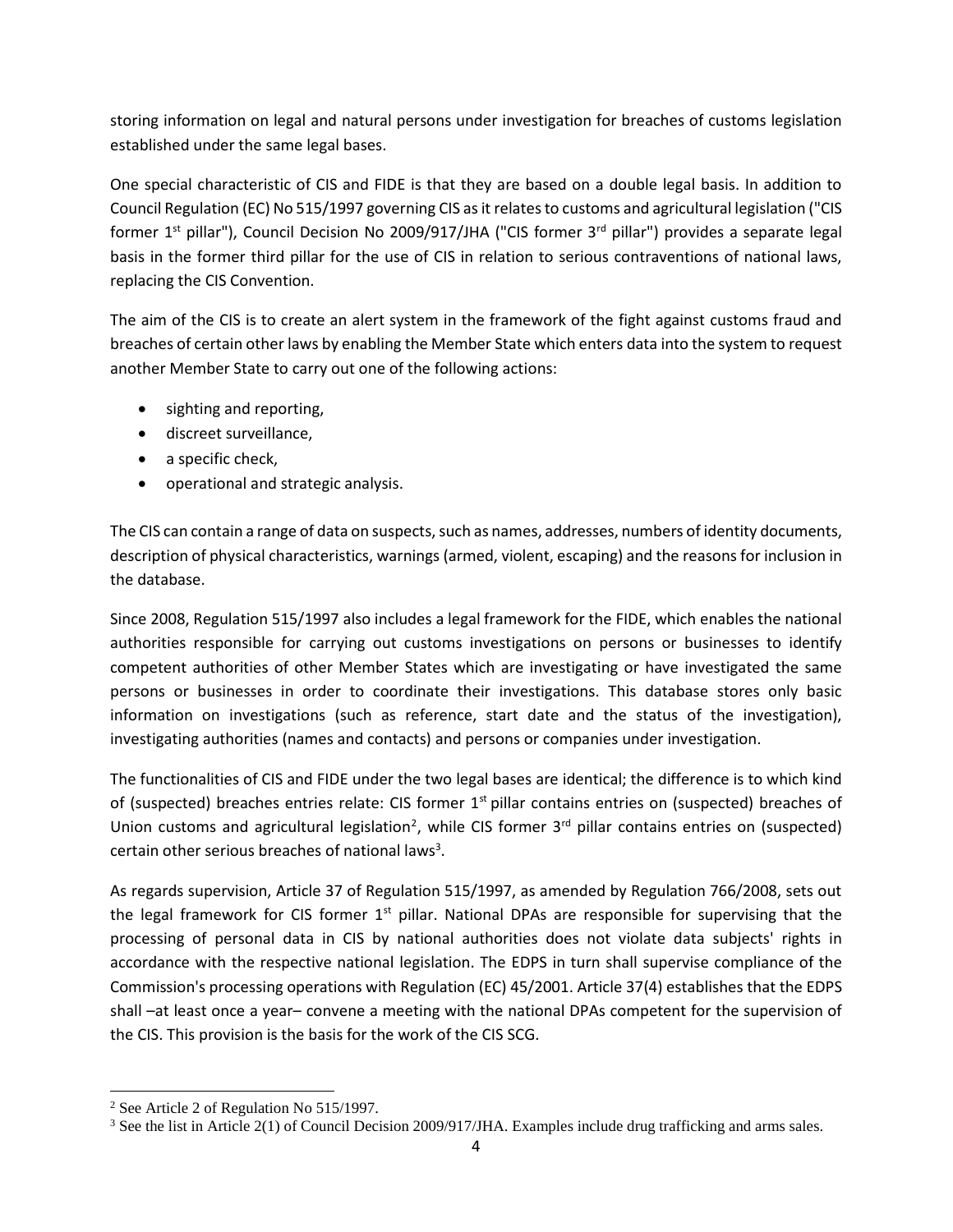storing information on legal and natural persons under investigation for breaches of customs legislation established under the same legal bases.

One special characteristic of CIS and FIDE is that they are based on a double legal basis. In addition to Council Regulation (EC) No 515/1997 governing CIS as it relates to customs and agricultural legislation ("CIS former 1st pillar"), Council Decision No 2009/917/JHA ("CIS former 3rd pillar") provides a separate legal basis in the former third pillar for the use of CIS in relation to serious contraventions of national laws, replacing the CIS Convention.

The aim of the CIS is to create an alert system in the framework of the fight against customs fraud and breaches of certain other laws by enabling the Member State which enters data into the system to request another Member State to carry out one of the following actions:

- sighting and reporting,
- discreet surveillance,
- a specific check,
- operational and strategic analysis.

The CIS can contain a range of data on suspects, such as names, addresses, numbers of identity documents, description of physical characteristics, warnings (armed, violent, escaping) and the reasons for inclusion in the database.

Since 2008, Regulation 515/1997 also includes a legal framework for the FIDE, which enables the national authorities responsible for carrying out customs investigations on persons or businesses to identify competent authorities of other Member States which are investigating or have investigated the same persons or businesses in order to coordinate their investigations. This database stores only basic information on investigations (such as reference, start date and the status of the investigation), investigating authorities (names and contacts) and persons or companies under investigation.

The functionalities of CIS and FIDE under the two legal bases are identical; the difference is to which kind of (suspected) breaches entries relate: CIS former 1st pillar contains entries on (suspected) breaches of Union customs and agricultural legislation[2], while CIS former 3rd pillar contains entries on (suspected) certain other serious breaches of national laws[3].

As regards supervision, Article 37 of Regulation 515/1997, as amended by Regulation 766/2008, sets out the legal framework for CIS former 1st pillar. National DPAs are responsible for supervising that the processing of personal data in CIS by national authorities does not violate data subjects' rights in accordance with the respective national legislation. The EDPS in turn shall supervise compliance of the Commission's processing operations with Regulation (EC) 45/2001. Article 37(4) establishes that the EDPS shall –at least once a year– convene a meeting with the national DPAs competent for the supervision of the CIS. This provision is the basis for the work of the CIS SCG.

---

[2] See Article 2 of Regulation No 515/1997.

[3] See the list in Article 2(1) of Council Decision 2009/917/JHA. Examples include drug trafficking and arms sales.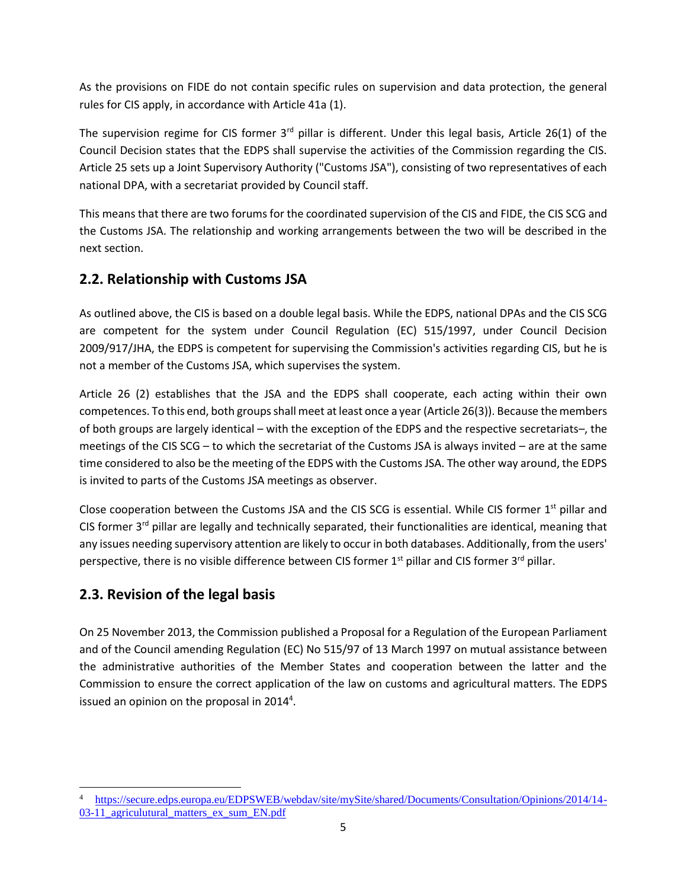As the provisions on FIDE do not contain specific rules on supervision and data protection, the general rules for CIS apply, in accordance with Article 41a (1).

The supervision regime for CIS former 3rd pillar is different. Under this legal basis, Article 26(1) of the Council Decision states that the EDPS shall supervise the activities of the Commission regarding the CIS. Article 25 sets up a Joint Supervisory Authority ("Customs JSA"), consisting of two representatives of each national DPA, with a secretariat provided by Council staff.

This means that there are two forums for the coordinated supervision of the CIS and FIDE, the CIS SCG and the Customs JSA. The relationship and working arrangements between the two will be described in the next section.

## 2.2. Relationship with Customs JSA

As outlined above, the CIS is based on a double legal basis. While the EDPS, national DPAs and the CIS SCG are competent for the system under Council Regulation (EC) 515/1997, under Council Decision 2009/917/JHA, the EDPS is competent for supervising the Commission's activities regarding CIS, but he is not a member of the Customs JSA, which supervises the system.

Article 26 (2) establishes that the JSA and the EDPS shall cooperate, each acting within their own competences. To this end, both groups shall meet at least once a year (Article 26(3)). Because the members of both groups are largely identical – with the exception of the EDPS and the respective secretariats–, the meetings of the CIS SCG – to which the secretariat of the Customs JSA is always invited – are at the same time considered to also be the meeting of the EDPS with the Customs JSA. The other way around, the EDPS is invited to parts of the Customs JSA meetings as observer.

Close cooperation between the Customs JSA and the CIS SCG is essential. While CIS former 1st pillar and CIS former 3rd pillar are legally and technically separated, their functionalities are identical, meaning that any issues needing supervisory attention are likely to occur in both databases. Additionally, from the users' perspective, there is no visible difference between CIS former 1st pillar and CIS former 3rd pillar.

## 2.3. Revision of the legal basis

On 25 November 2013, the Commission published a Proposal for a Regulation of the European Parliament and of the Council amending Regulation (EC) No 515/97 of 13 March 1997 on mutual assistance between the administrative authorities of the Member States and cooperation between the latter and the Commission to ensure the correct application of the law on customs and agricultural matters. The EDPS issued an opinion on the proposal in 2014[4].

[4] https://secure.edps.europa.eu/EDPSWEB/webdav/site/mySite/shared/Documents/Consultation/Opinions/2014/14-03-11_agriculutural_matters_ex_sum_EN.pdf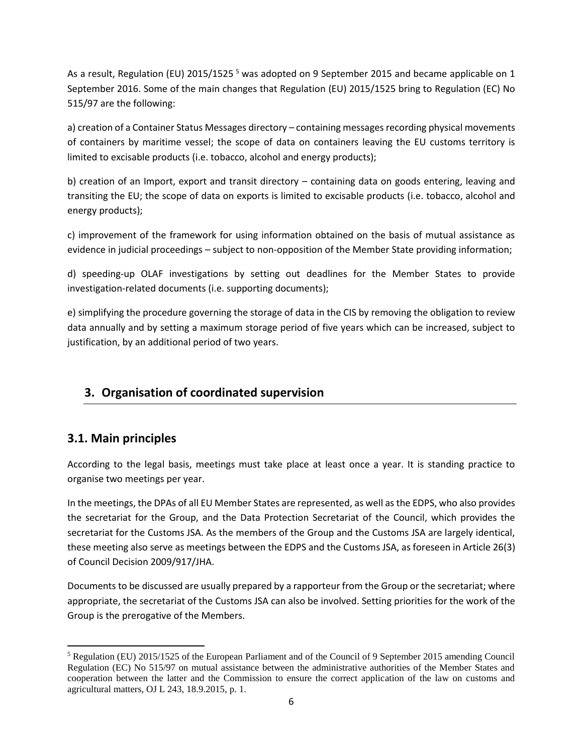As a result, Regulation (EU) 2015/1525 [5] was adopted on 9 September 2015 and became applicable on 1 September 2016. Some of the main changes that Regulation (EU) 2015/1525 bring to Regulation (EC) No 515/97 are the following:

a) creation of a Container Status Messages directory – containing messages recording physical movements of containers by maritime vessel; the scope of data on containers leaving the EU customs territory is limited to excisable products (i.e. tobacco, alcohol and energy products);

b) creation of an Import, export and transit directory – containing data on goods entering, leaving and transiting the EU; the scope of data on exports is limited to excisable products (i.e. tobacco, alcohol and energy products);

c) improvement of the framework for using information obtained on the basis of mutual assistance as evidence in judicial proceedings – subject to non-opposition of the Member State providing information;

d) speeding-up OLAF investigations by setting out deadlines for the Member States to provide investigation-related documents (i.e. supporting documents);

e) simplifying the procedure governing the storage of data in the CIS by removing the obligation to review data annually and by setting a maximum storage period of five years which can be increased, subject to justification, by an additional period of two years.

## 3. Organisation of coordinated supervision

### 3.1. Main principles

According to the legal basis, meetings must take place at least once a year. It is standing practice to organise two meetings per year.

In the meetings, the DPAs of all EU Member States are represented, as well as the EDPS, who also provides the secretariat for the Group, and the Data Protection Secretariat of the Council, which provides the secretariat for the Customs JSA. As the members of the Group and the Customs JSA are largely identical, these meeting also serve as meetings between the EDPS and the Customs JSA, as foreseen in Article 26(3) of Council Decision 2009/917/JHA.

Documents to be discussed are usually prepared by a rapporteur from the Group or the secretariat; where appropriate, the secretariat of the Customs JSA can also be involved. Setting priorities for the work of the Group is the prerogative of the Members.

[5] Regulation (EU) 2015/1525 of the European Parliament and of the Council of 9 September 2015 amending Council Regulation (EC) No 515/97 on mutual assistance between the administrative authorities of the Member States and cooperation between the latter and the Commission to ensure the correct application of the law on customs and agricultural matters, OJ L 243, 18.9.2015, p. 1.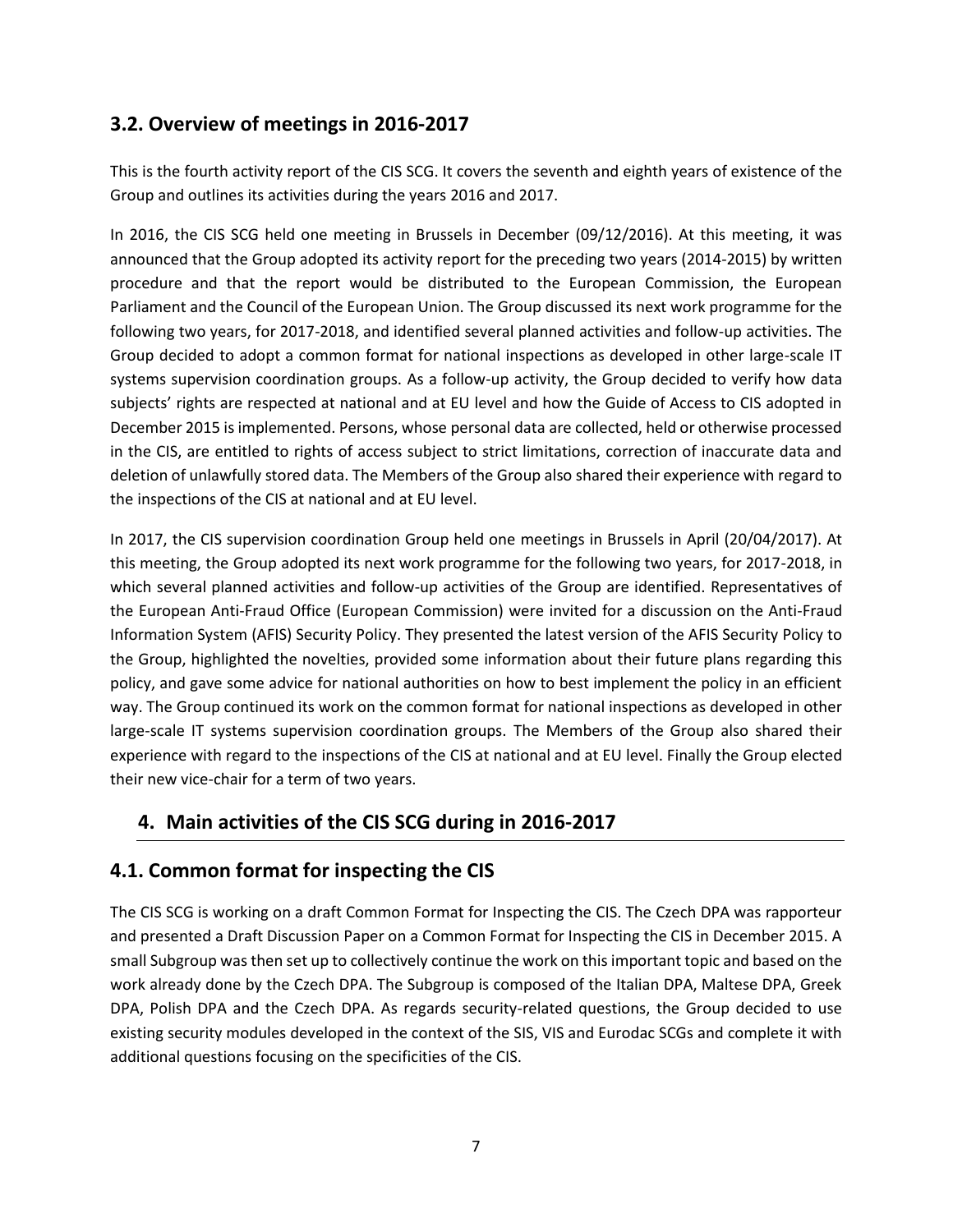## 3.2. Overview of meetings in 2016-2017

This is the fourth activity report of the CIS SCG. It covers the seventh and eighth years of existence of the Group and outlines its activities during the years 2016 and 2017.

In 2016, the CIS SCG held one meeting in Brussels in December (09/12/2016). At this meeting, it was announced that the Group adopted its activity report for the preceding two years (2014-2015) by written procedure and that the report would be distributed to the European Commission, the European Parliament and the Council of the European Union. The Group discussed its next work programme for the following two years, for 2017-2018, and identified several planned activities and follow-up activities. The Group decided to adopt a common format for national inspections as developed in other large-scale IT systems supervision coordination groups. As a follow-up activity, the Group decided to verify how data subjects' rights are respected at national and at EU level and how the Guide of Access to CIS adopted in December 2015 is implemented. Persons, whose personal data are collected, held or otherwise processed in the CIS, are entitled to rights of access subject to strict limitations, correction of inaccurate data and deletion of unlawfully stored data. The Members of the Group also shared their experience with regard to the inspections of the CIS at national and at EU level.

In 2017, the CIS supervision coordination Group held one meetings in Brussels in April (20/04/2017). At this meeting, the Group adopted its next work programme for the following two years, for 2017-2018, in which several planned activities and follow-up activities of the Group are identified. Representatives of the European Anti-Fraud Office (European Commission) were invited for a discussion on the Anti-Fraud Information System (AFIS) Security Policy. They presented the latest version of the AFIS Security Policy to the Group, highlighted the novelties, provided some information about their future plans regarding this policy, and gave some advice for national authorities on how to best implement the policy in an efficient way. The Group continued its work on the common format for national inspections as developed in other large-scale IT systems supervision coordination groups. The Members of the Group also shared their experience with regard to the inspections of the CIS at national and at EU level. Finally the Group elected their new vice-chair for a term of two years.

# 4. Main activities of the CIS SCG during in 2016-2017

## 4.1. Common format for inspecting the CIS

The CIS SCG is working on a draft Common Format for Inspecting the CIS. The Czech DPA was rapporteur and presented a Draft Discussion Paper on a Common Format for Inspecting the CIS in December 2015. A small Subgroup was then set up to collectively continue the work on this important topic and based on the work already done by the Czech DPA. The Subgroup is composed of the Italian DPA, Maltese DPA, Greek DPA, Polish DPA and the Czech DPA. As regards security-related questions, the Group decided to use existing security modules developed in the context of the SIS, VIS and Eurodac SCGs and complete it with additional questions focusing on the specificities of the CIS.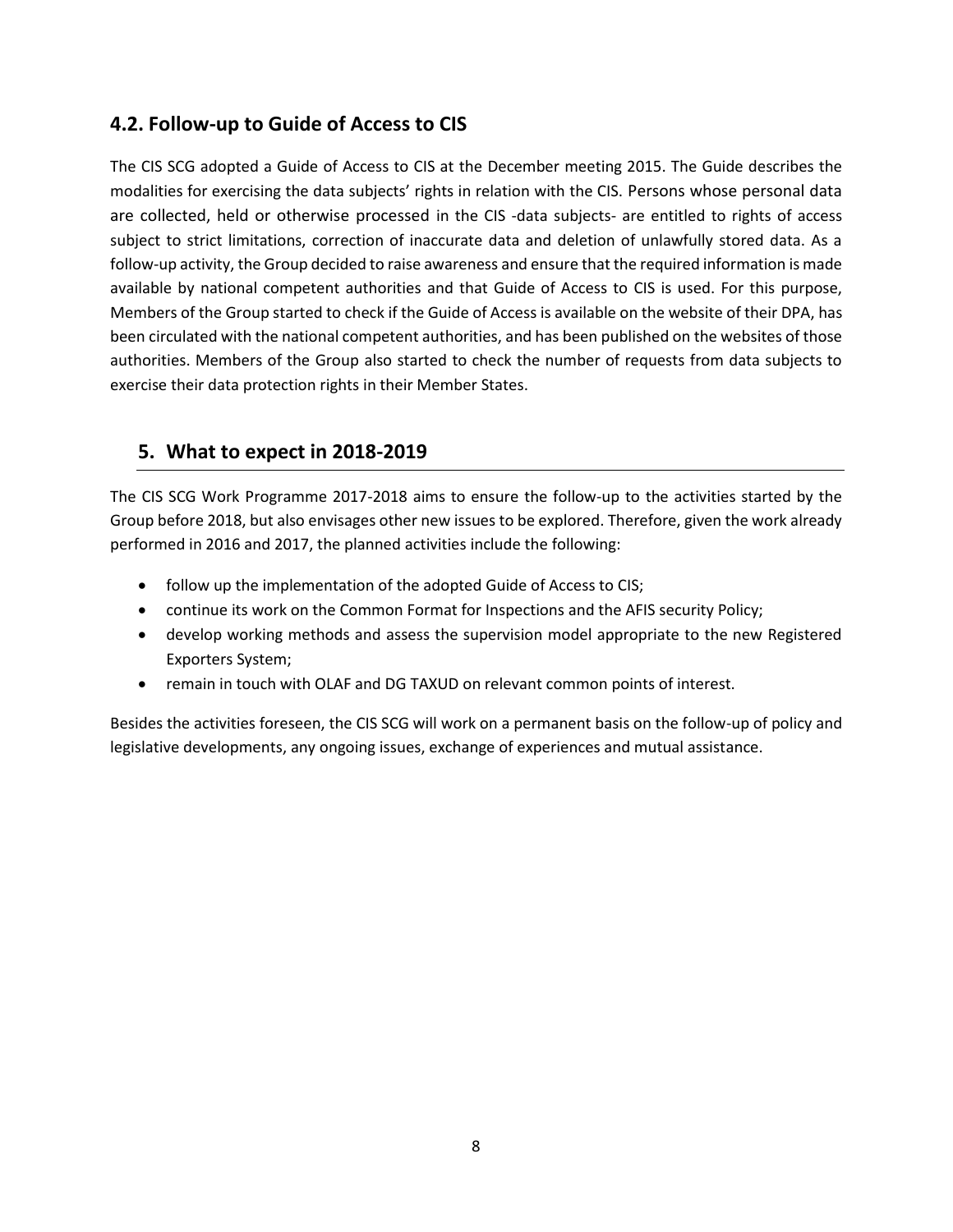### 4.2. Follow-up to Guide of Access to CIS

The CIS SCG adopted a Guide of Access to CIS at the December meeting 2015. The Guide describes the modalities for exercising the data subjects' rights in relation with the CIS. Persons whose personal data are collected, held or otherwise processed in the CIS -data subjects- are entitled to rights of access subject to strict limitations, correction of inaccurate data and deletion of unlawfully stored data. As a follow-up activity, the Group decided to raise awareness and ensure that the required information is made available by national competent authorities and that Guide of Access to CIS is used. For this purpose, Members of the Group started to check if the Guide of Access is available on the website of their DPA, has been circulated with the national competent authorities, and has been published on the websites of those authorities. Members of the Group also started to check the number of requests from data subjects to exercise their data protection rights in their Member States.

## 5. What to expect in 2018-2019

The CIS SCG Work Programme 2017-2018 aims to ensure the follow-up to the activities started by the Group before 2018, but also envisages other new issues to be explored. Therefore, given the work already performed in 2016 and 2017, the planned activities include the following:

- follow up the implementation of the adopted Guide of Access to CIS;
- continue its work on the Common Format for Inspections and the AFIS security Policy;
- develop working methods and assess the supervision model appropriate to the new Registered Exporters System;
- remain in touch with OLAF and DG TAXUD on relevant common points of interest.

Besides the activities foreseen, the CIS SCG will work on a permanent basis on the follow-up of policy and legislative developments, any ongoing issues, exchange of experiences and mutual assistance.